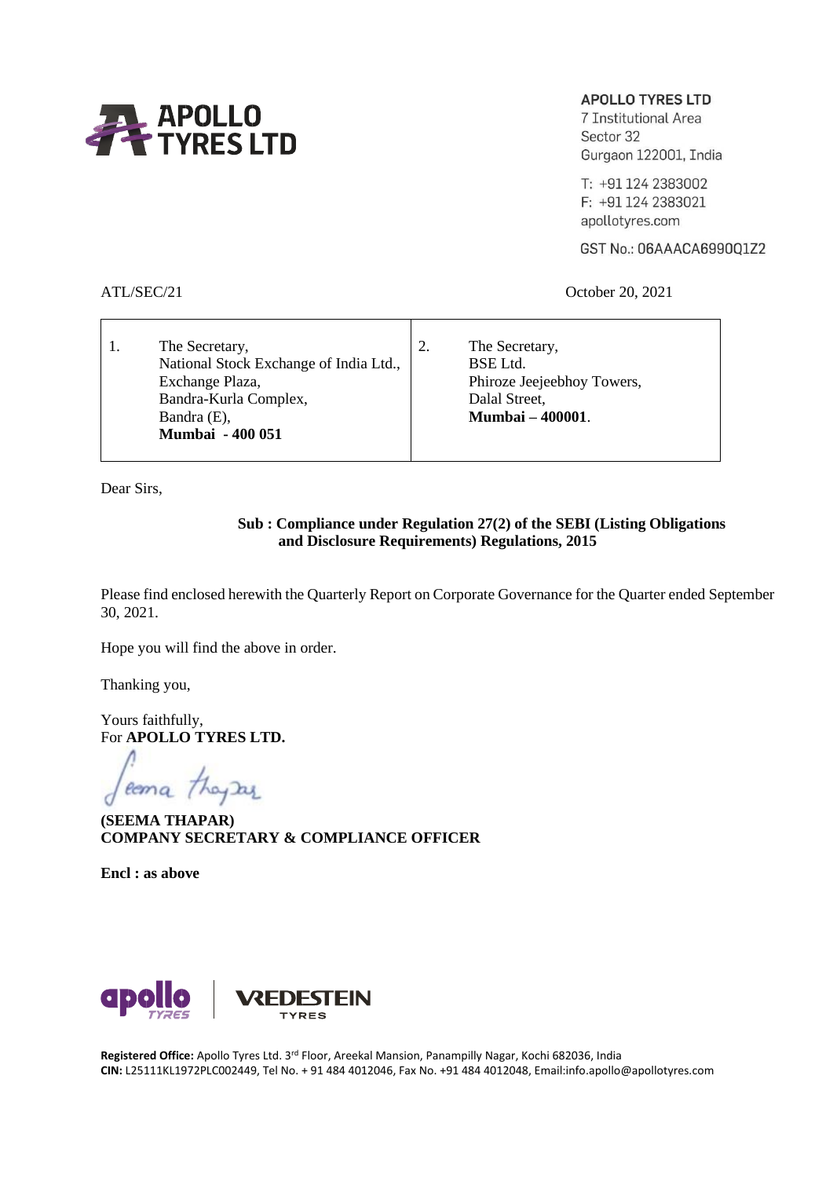**APOLLO TYRES LTD**
7 Institutional Area
Sector 32
Gurgaon 122001, India

T: +91 124 2383002
F: +91 124 2383021
apollotyres.com

GST No.: 06AAACA6990Q1Z2

ATL/SEC/21

October 20, 2021

| | |
|---|---|
| 1. The Secretary,<br>National Stock Exchange of India Ltd.,<br>Exchange Plaza,<br>Bandra-Kurla Complex,<br>Bandra (E),<br>**Mumbai - 400 051** | 2. The Secretary,<br>BSE Ltd.<br>Phiroze Jeejeebhoy Towers,<br>Dalal Street,<br>**Mumbai – 400001**. |

Dear Sirs,

**Sub : Compliance under Regulation 27(2) of the SEBI (Listing Obligations and Disclosure Requirements) Regulations, 2015**

Please find enclosed herewith the Quarterly Report on Corporate Governance for the Quarter ended September 30, 2021.

Hope you will find the above in order.

Thanking you,

Yours faithfully,
For **APOLLO TYRES LTD.**

Seema Thapar

**(SEEMA THAPAR)**
**COMPANY SECRETARY & COMPLIANCE OFFICER**

**Encl : as above**

**Registered Office:** Apollo Tyres Ltd. 3rd Floor, Areekal Mansion, Panampilly Nagar, Kochi 682036, India
**CIN:** L25111KL1972PLC002449, Tel No. + 91 484 4012046, Fax No. +91 484 4012048, Email:info.apollo@apollotyres.com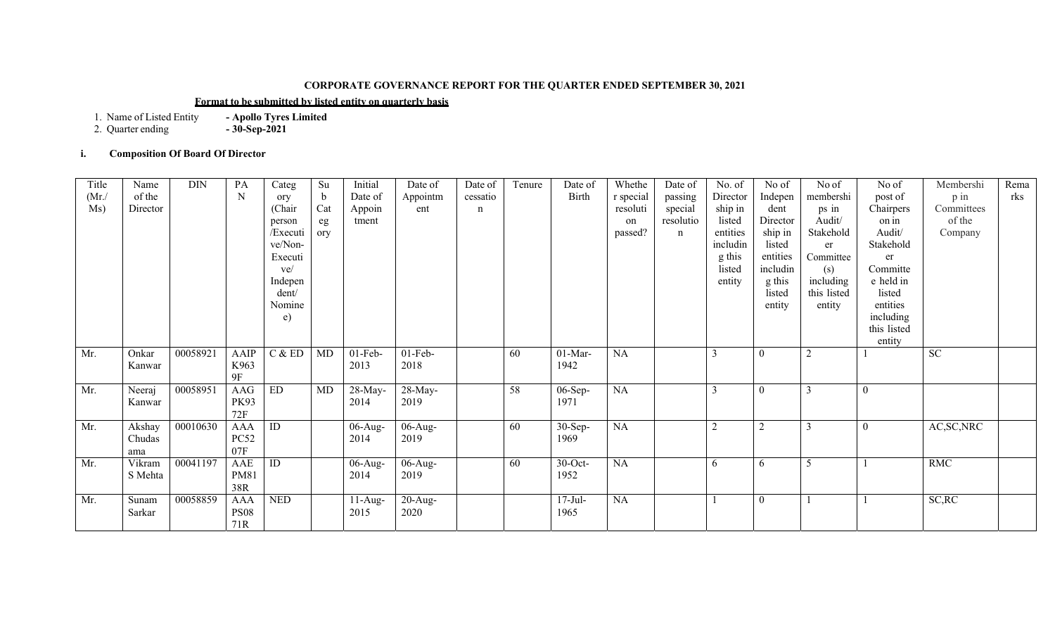**CORPORATE GOVERNANCE REPORT FOR THE QUARTER ENDED SEPTEMBER 30, 2021**

**Format to be submitted by listed entity on quarterly basis**

1. Name of Listed Entity **- Apollo Tyres Limited**
2. Quarter ending **- 30-Sep-2021**

**i. Composition Of Board Of Director**

| Title (Mr./ Ms) | Name of the Director | DIN | PAN | Category (Chairperson /Executive/Non-Executive/ Independent/ Nominee) | Sub Category | Initial Date of Appointment | Date of Appointment | Date of cessation | Tenure | Date of Birth | Whether special resolution passed? | Date of passing special resolution | No. of Directorship in listed entities including this listed entity | No of Independent Directorship in listed entities including this listed entity | No of memberships in Audit/ Stakeholder Committee (s) including this listed entity | No of post of Chairperson in Audit/ Stakeholder Committee held in listed entities including this listed entity | Membership in Committees of the Company | Remarks |
|---|---|---|---|---|---|---|---|---|---|---|---|---|---|---|---|---|---|---|
| Mr. | Onkar Kanwar | 00058921 | AAIPK9639F | C & ED | MD | 01-Feb-2013 | 01-Feb-2018 | | 60 | 01-Mar-1942 | NA | | 3 | 0 | 2 | 1 | SC | |
| Mr. | Neeraj Kanwar | 00058951 | AAGPK9372F | ED | MD | 28-May-2014 | 28-May-2019 | | 58 | 06-Sep-1971 | NA | | 3 | 0 | 3 | 0 | | |
| Mr. | Akshay Chudasama | 00010630 | AAAPC5207F | ID | | 06-Aug-2014 | 06-Aug-2019 | | 60 | 30-Sep-1969 | NA | | 2 | 2 | 3 | 0 | AC,SC,NRC | |
| Mr. | Vikram S Mehta | 00041197 | AAEPM8138R | ID | | 06-Aug-2014 | 06-Aug-2019 | | 60 | 30-Oct-1952 | NA | | 6 | 6 | 5 | 1 | RMC | |
| Mr. | Sunam Sarkar | 00058859 | AAAPS0871R | NED | | 11-Aug-2015 | 20-Aug-2020 | | | 17-Jul-1965 | NA | | 1 | 0 | 1 | 1 | SC,RC | |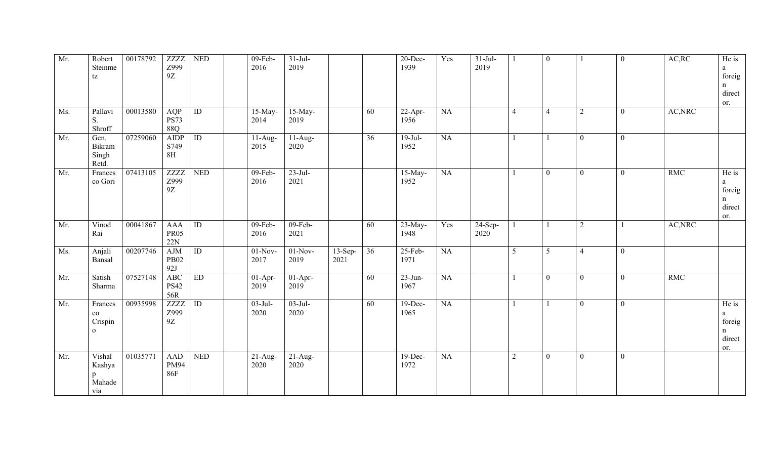| | | | | | | | | | | | | | | | | | | | |
|---|---|---|---|---|---|---|---|---|---|---|---|---|---|---|---|---|---|---|---|
| Mr. | Robert Steinmetz | 00178792 | ZZZZZ9999Z | NED | | 09-Feb-2016 | 31-Jul-2019 | | | 20-Dec-1939 | Yes | 31-Jul-2019 | 1 | 0 | 1 | 0 | AC,RC | He is a foreign director. |
| Ms. | Pallavi S. Shroff | 00013580 | AQPPS7388Q | ID | | 15-May-2014 | 15-May-2019 | | 60 | 22-Apr-1956 | NA | | 4 | 4 | 2 | 0 | AC,NRC | |
| Mr. | Gen. Bikram Singh Retd. | 07259060 | AIDPS7498H | ID | | 11-Aug-2015 | 11-Aug-2020 | | 36 | 19-Jul-1952 | NA | | 1 | 1 | 0 | 0 | | |
| Mr. | Francesco Gori | 07413105 | ZZZZZ9999Z | NED | | 09-Feb-2016 | 23-Jul-2021 | | | 15-May-1952 | NA | | 1 | 0 | 0 | 0 | RMC | He is a foreign director. |
| Mr. | Vinod Rai | 00041867 | AAAPR0522N | ID | | 09-Feb-2016 | 09-Feb-2021 | | 60 | 23-May-1948 | Yes | 24-Sep-2020 | 1 | 1 | 2 | 1 | AC,NRC | |
| Ms. | Anjali Bansal | 00207746 | AJMPB0292J | ID | | 01-Nov-2017 | 01-Nov-2019 | 13-Sep-2021 | 36 | 25-Feb-1971 | NA | | 5 | 5 | 4 | 0 | | |
| Mr. | Satish Sharma | 07527148 | ABCPS4256R | ED | | 01-Apr-2019 | 01-Apr-2019 | | 60 | 23-Jun-1967 | NA | | 1 | 0 | 0 | 0 | RMC | |
| Mr. | Francesco Crispino | 00935998 | ZZZZZ9999Z | ID | | 03-Jul-2020 | 03-Jul-2020 | | 60 | 19-Dec-1965 | NA | | 1 | 1 | 0 | 0 | | He is a foreign director. |
| Mr. | Vishal Kashyap Mahadevia | 01035771 | AADPM9486F | NED | | 21-Aug-2020 | 21-Aug-2020 | | | 19-Dec-1972 | NA | | 2 | 0 | 0 | 0 | | |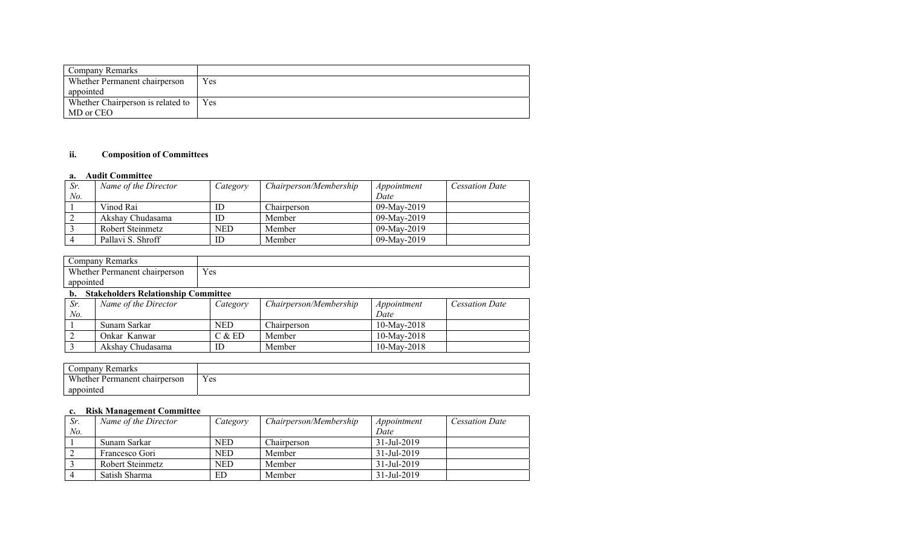| Company Remarks | |
|---|---|
| Whether Permanent chairperson appointed | Yes |
| Whether Chairperson is related to MD or CEO | Yes |

### ii. Composition of Committees

#### a. Audit Committee

| *Sr. No.* | *Name of the Director* | *Category* | *Chairperson/Membership* | *Appointment Date* | *Cessation Date* |
|---|---|---|---|---|---|
| 1 | Vinod Rai | ID | Chairperson | 09-May-2019 | |
| 2 | Akshay Chudasama | ID | Member | 09-May-2019 | |
| 3 | Robert Steinmetz | NED | Member | 09-May-2019 | |
| 4 | Pallavi S. Shroff | ID | Member | 09-May-2019 | |

| Company Remarks | |
|---|---|
| Whether Permanent chairperson appointed | Yes |

#### b. Stakeholders Relationship Committee

| *Sr. No.* | *Name of the Director* | *Category* | *Chairperson/Membership* | *Appointment Date* | *Cessation Date* |
|---|---|---|---|---|---|
| 1 | Sunam Sarkar | NED | Chairperson | 10-May-2018 | |
| 2 | Onkar Kanwar | C & ED | Member | 10-May-2018 | |
| 3 | Akshay Chudasama | ID | Member | 10-May-2018 | |

| Company Remarks | |
|---|---|
| Whether Permanent chairperson appointed | Yes |

#### c. Risk Management Committee

| *Sr. No.* | *Name of the Director* | *Category* | *Chairperson/Membership* | *Appointment Date* | *Cessation Date* |
|---|---|---|---|---|---|
| 1 | Sunam Sarkar | NED | Chairperson | 31-Jul-2019 | |
| 2 | Francesco Gori | NED | Member | 31-Jul-2019 | |
| 3 | Robert Steinmetz | NED | Member | 31-Jul-2019 | |
| 4 | Satish Sharma | ED | Member | 31-Jul-2019 | |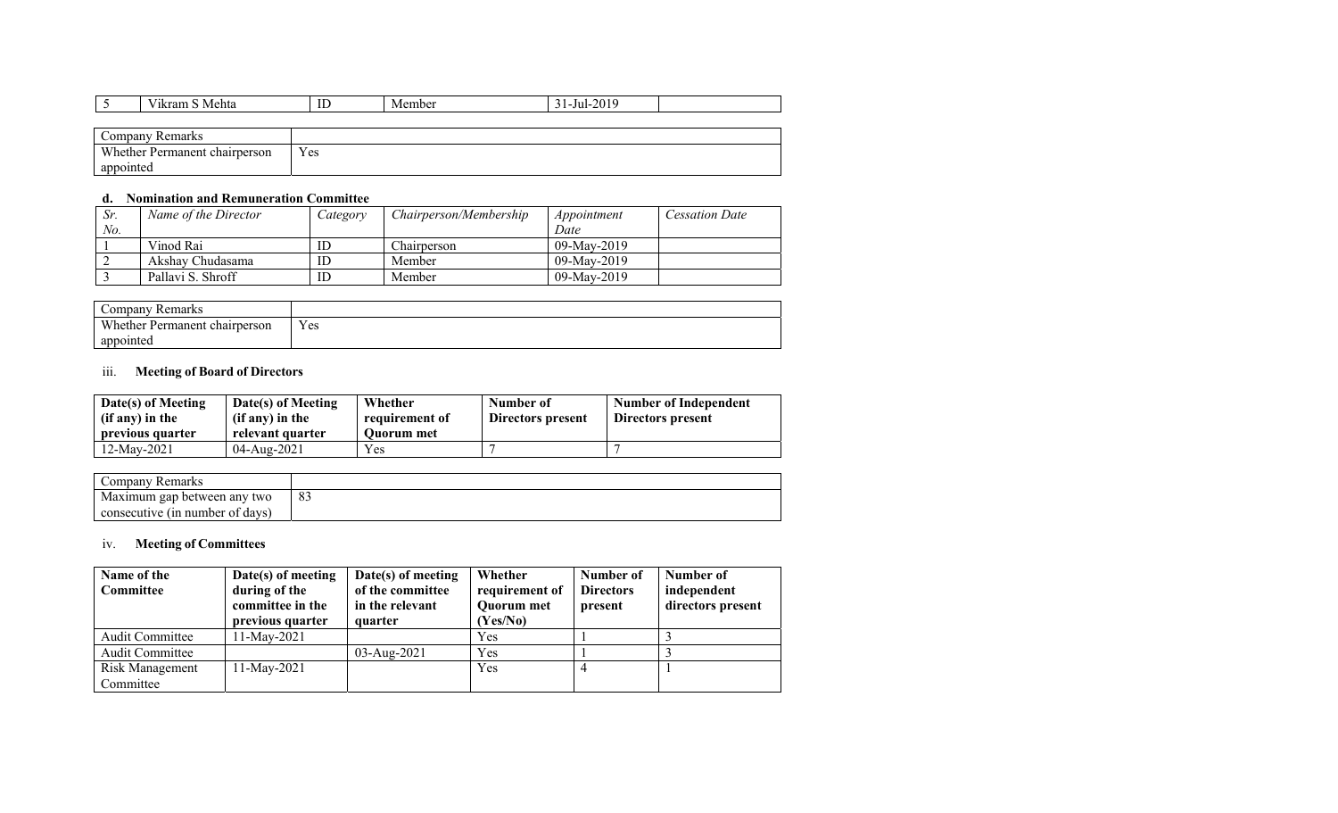| 5 | Vikram S Mehta | ID | Member | 31-Jul-2019 | |
|---|---|---|---|---|---|

| Company Remarks | |
|---|---|
| Whether Permanent chairperson appointed | Yes |

#### d. Nomination and Remuneration Committee

| *Sr. No.* | *Name of the Director* | *Category* | *Chairperson/Membership* | *Appointment Date* | *Cessation Date* |
|---|---|---|---|---|---|
| 1 | Vinod Rai | ID | Chairperson | 09-May-2019 | |
| 2 | Akshay Chudasama | ID | Member | 09-May-2019 | |
| 3 | Pallavi S. Shroff | ID | Member | 09-May-2019 | |

| Company Remarks | |
|---|---|
| Whether Permanent chairperson appointed | Yes |

### iii. Meeting of Board of Directors

| **Date(s) of Meeting (if any) in the previous quarter** | **Date(s) of Meeting (if any) in the relevant quarter** | **Whether requirement of Quorum met** | **Number of Directors present** | **Number of Independent Directors present** |
|---|---|---|---|---|
| 12-May-2021 | 04-Aug-2021 | Yes | 7 | 7 |

| Company Remarks | |
|---|---|
| Maximum gap between any two consecutive (in number of days) | 83 |

### iv. Meeting of Committees

| **Name of the Committee** | **Date(s) of meeting during of the committee in the previous quarter** | **Date(s) of meeting of the committee in the relevant quarter** | **Whether requirement of Quorum met (Yes/No)** | **Number of Directors present** | **Number of independent directors present** |
|---|---|---|---|---|---|
| Audit Committee | 11-May-2021 | | Yes | 1 | 3 |
| Audit Committee | | 03-Aug-2021 | Yes | 1 | 3 |
| Risk Management Committee | 11-May-2021 | | Yes | 4 | 1 |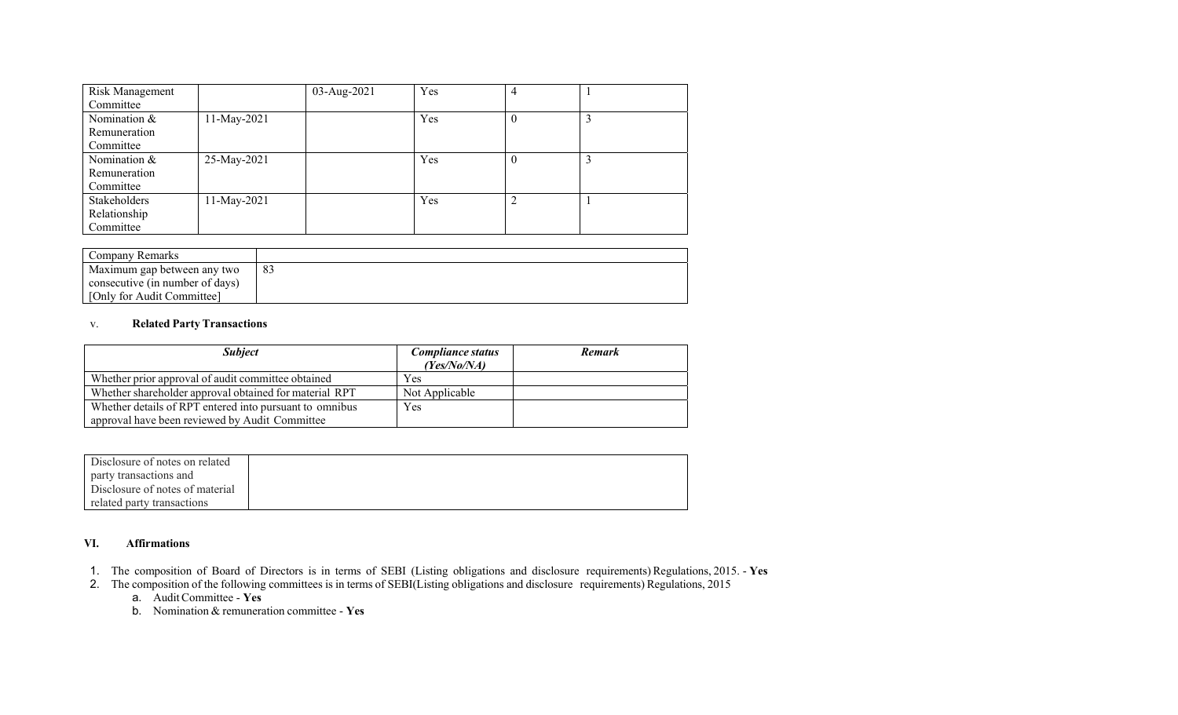| Risk Management Committee | | 03-Aug-2021 | Yes | 4 | 1 |
|---|---|---|---|---|---|
| Nomination & Remuneration Committee | 11-May-2021 | | Yes | 0 | 3 |
| Nomination & Remuneration Committee | 25-May-2021 | | Yes | 0 | 3 |
| Stakeholders Relationship Committee | 11-May-2021 | | Yes | 2 | 1 |

| Company Remarks | |
|---|---|
| Maximum gap between any two consecutive (in number of days) [Only for Audit Committee] | 83 |

v. **Related Party Transactions**

| *Subject* | *Compliance status (Yes/No/NA)* | *Remark* |
|---|---|---|
| Whether prior approval of audit committee obtained | Yes | |
| Whether shareholder approval obtained for material RPT | Not Applicable | |
| Whether details of RPT entered into pursuant to omnibus approval have been reviewed by Audit Committee | Yes | |

| Disclosure of notes on related party transactions and Disclosure of notes of material related party transactions | |
|---|---|

**VI. Affirmations**

1. The composition of Board of Directors is in terms of SEBI (Listing obligations and disclosure requirements) Regulations, 2015. - **Yes**
2. The composition of the following committees is in terms of SEBI(Listing obligations and disclosure requirements) Regulations, 2015
   a. Audit Committee - **Yes**
   b. Nomination & remuneration committee - **Yes**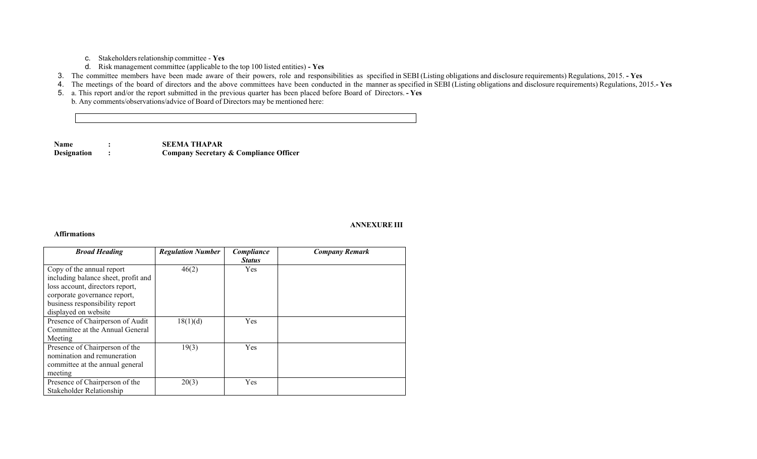c. Stakeholders relationship committee - **Yes**

d. Risk management committee (applicable to the top 100 listed entities) **- Yes**

3. The committee members have been made aware of their powers, role and responsibilities as specified in SEBI (Listing obligations and disclosure requirements) Regulations, 2015. **- Yes**
4. The meetings of the board of directors and the above committees have been conducted in the manner as specified in SEBI (Listing obligations and disclosure requirements) Regulations, 2015.**- Yes**
5. a. This report and/or the report submitted in the previous quarter has been placed before Board of Directors. **- Yes**

   b. Any comments/observations/advice of Board of Directors may be mentioned here:

**Name** : **SEEMA THAPAR**

**Designation** : **Company Secretary & Compliance Officer**

**ANNEXURE III**

**Affirmations**

| ***Broad Heading*** | ***Regulation Number*** | ***Compliance Status*** | ***Company Remark*** |
|---|---|---|---|
| Copy of the annual report including balance sheet, profit and loss account, directors report, corporate governance report, business responsibility report displayed on website | 46(2) | Yes | |
| Presence of Chairperson of Audit Committee at the Annual General Meeting | 18(1)(d) | Yes | |
| Presence of Chairperson of the nomination and remuneration committee at the annual general meeting | 19(3) | Yes | |
| Presence of Chairperson of the Stakeholder Relationship | 20(3) | Yes | |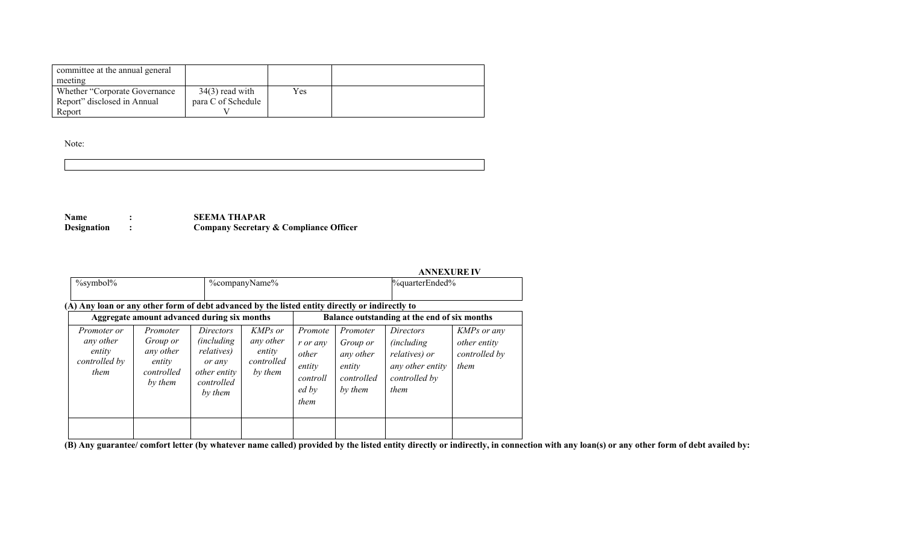| committee at the annual general meeting | | | |
|---|---|---|---|
| Whether "Corporate Governance Report" disclosed in Annual Report | 34(3) read with para C of Schedule V | Yes | |

Note:

| |
|---|
| |

**Name** : **SEEMA THAPAR**
**Designation** : **Company Secretary & Compliance Officer**

**ANNEXURE IV**

| %symbol% | %companyName% | %quarterEnded% |
|---|---|---|

**(A) Any loan or any other form of debt advanced by the listed entity directly or indirectly to**

| **Aggregate amount advanced during six months** | | | | **Balance outstanding at the end of six months** | | | |
|---|---|---|---|---|---|---|---|
| *Promoter or any other entity controlled by them* | *Promoter Group or any other entity controlled by them* | *Directors (including relatives) or any other entity controlled by them* | *KMPs or any other entity controlled by them* | *Promoter or any other entity controlled by them* | *Promoter Group or any other entity controlled by them* | *Directors (including relatives) or any other entity controlled by them* | *KMPs or any other entity controlled by them* |
| | | | | | | | |

**(B) Any guarantee/ comfort letter (by whatever name called) provided by the listed entity directly or indirectly, in connection with any loan(s) or any other form of debt availed by:**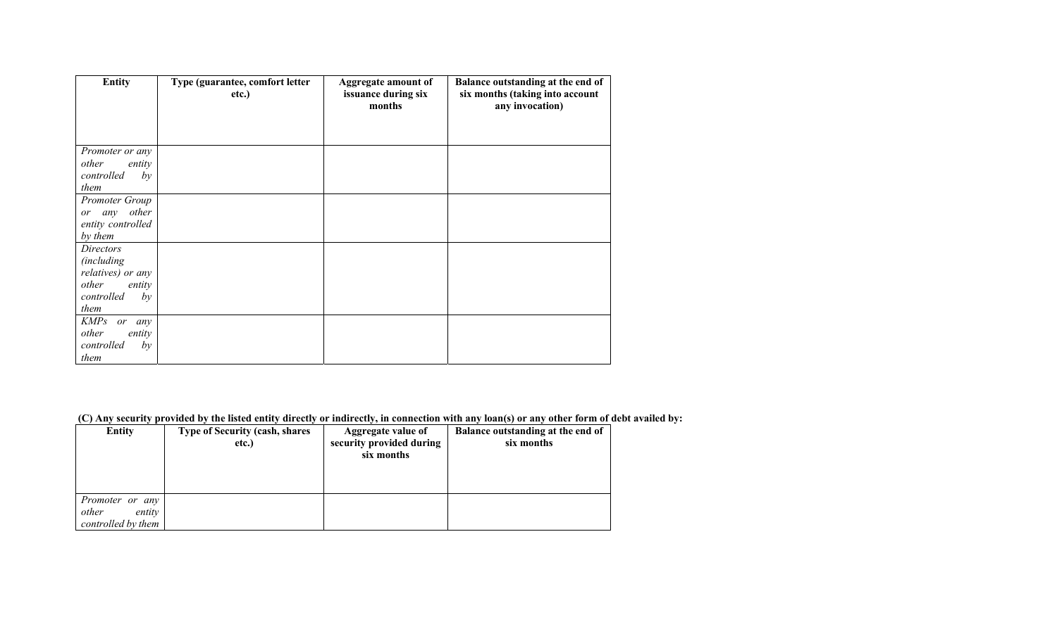| Entity | Type (guarantee, comfort letter etc.) | Aggregate amount of issuance during six months | Balance outstanding at the end of six months (taking into account any invocation) |
|---|---|---|---|
| *Promoter or any other entity controlled by them* | | | |
| *Promoter Group or any other entity controlled by them* | | | |
| *Directors (including relatives) or any other entity controlled by them* | | | |
| *KMPs or any other entity controlled by them* | | | |

**(C) Any security provided by the listed entity directly or indirectly, in connection with any loan(s) or any other form of debt availed by:**

| Entity | Type of Security (cash, shares etc.) | Aggregate value of security provided during six months | Balance outstanding at the end of six months |
|---|---|---|---|
| *Promoter or any other entity controlled by them* | | | |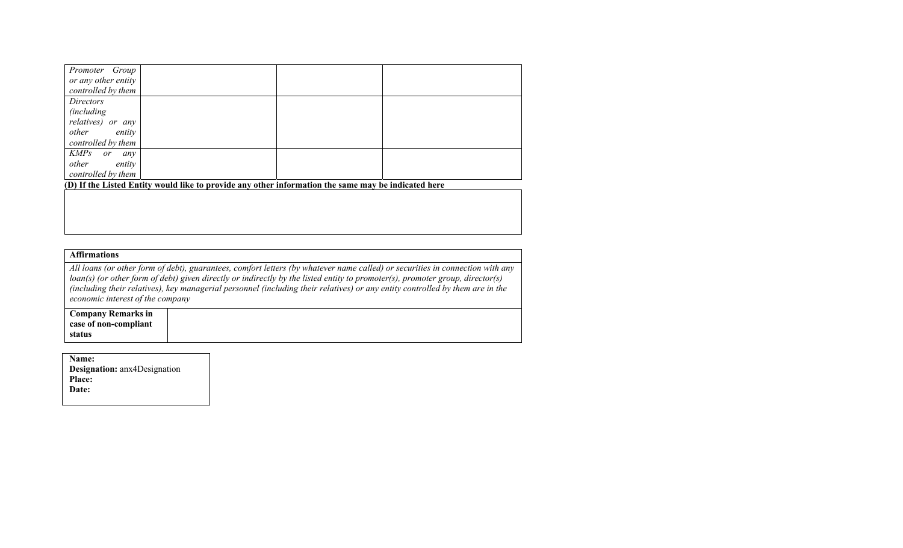| | | | |
|---|---|---|---|
| *Promoter Group or any other entity controlled by them* | | | |
| *Directors (including relatives) or any other entity controlled by them* | | | |
| *KMPs or any other entity controlled by them* | | | |

**(D) If the Listed Entity would like to provide any other information the same may be indicated here**

| |
|---|
| |

| | |
|---|---|
| **Affirmations** | |
| *All loans (or other form of debt), guarantees, comfort letters (by whatever name called) or securities in connection with any loan(s) (or other form of debt) given directly or indirectly by the listed entity to promoter(s), promoter group, director(s) (including their relatives), key managerial personnel (including their relatives) or any entity controlled by them are in the economic interest of the company* | |
| **Company Remarks in case of non-compliant status** | |

**Name:**
**Designation:** anx4Designation
**Place:**
**Date:**